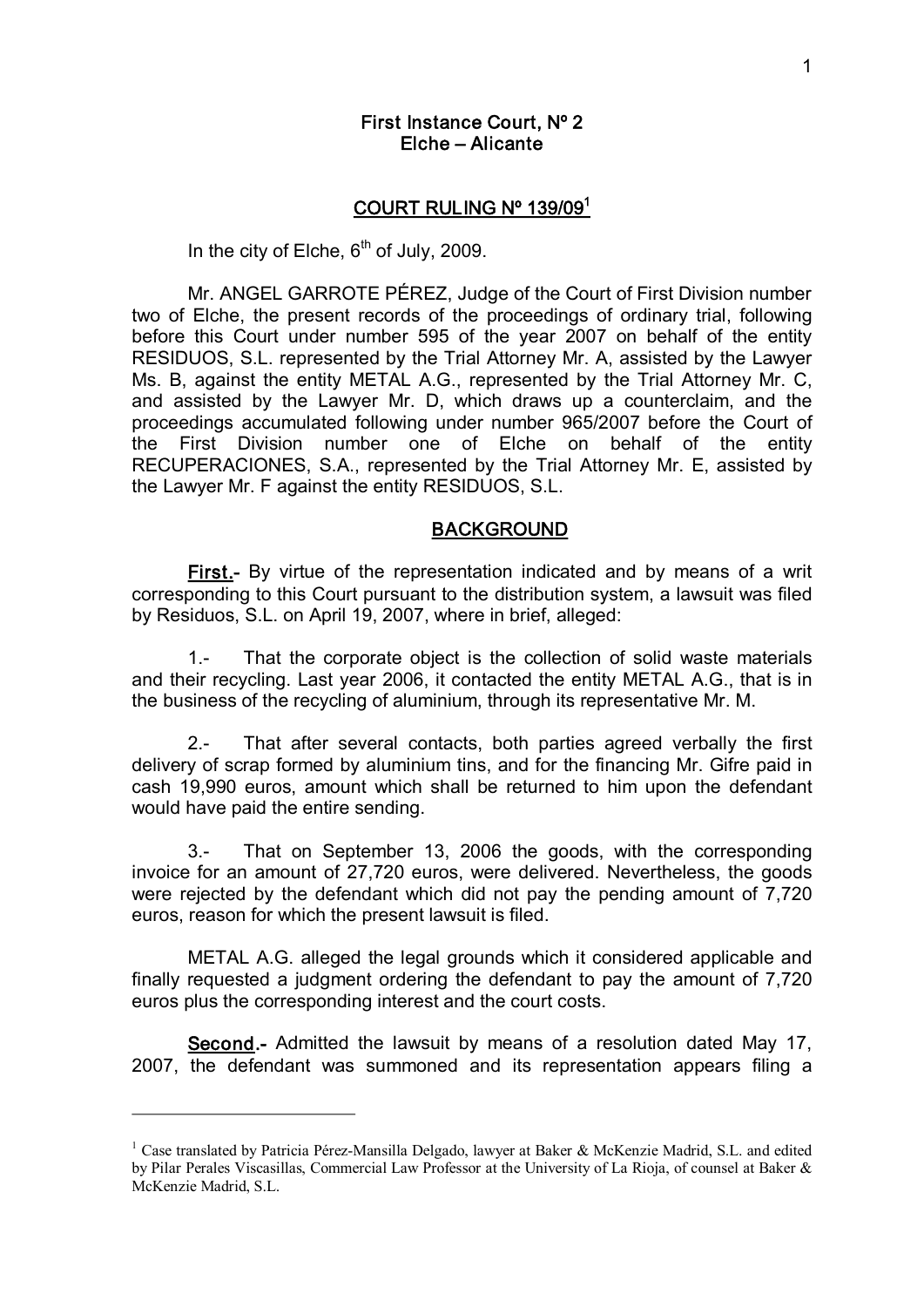# First Instance Court, Nº 2
# Elche – Alicante

## COURT RULING Nº 139/09[1]

In the city of Elche, 6th of July, 2009.

Mr. ANGEL GARROTE PÉREZ, Judge of the Court of First Division number two of Elche, the present records of the proceedings of ordinary trial, following before this Court under number 595 of the year 2007 on behalf of the entity RESIDUOS, S.L. represented by the Trial Attorney Mr. A, assisted by the Lawyer Ms. B, against the entity METAL A.G., represented by the Trial Attorney Mr. C, and assisted by the Lawyer Mr. D, which draws up a counterclaim, and the proceedings accumulated following under number 965/2007 before the Court of the First Division number one of Elche on behalf of the entity RECUPERACIONES, S.A., represented by the Trial Attorney Mr. E, assisted by the Lawyer Mr. F against the entity RESIDUOS, S.L.

## BACKGROUND

**First.-** By virtue of the representation indicated and by means of a writ corresponding to this Court pursuant to the distribution system, a lawsuit was filed by Residuos, S.L. on April 19, 2007, where in brief, alleged:

1.- That the corporate object is the collection of solid waste materials and their recycling. Last year 2006, it contacted the entity METAL A.G., that is in the business of the recycling of aluminium, through its representative Mr. M.

2.- That after several contacts, both parties agreed verbally the first delivery of scrap formed by aluminium tins, and for the financing Mr. Gifre paid in cash 19,990 euros, amount which shall be returned to him upon the defendant would have paid the entire sending.

3.- That on September 13, 2006 the goods, with the corresponding invoice for an amount of 27,720 euros, were delivered. Nevertheless, the goods were rejected by the defendant which did not pay the pending amount of 7,720 euros, reason for which the present lawsuit is filed.

METAL A.G. alleged the legal grounds which it considered applicable and finally requested a judgment ordering the defendant to pay the amount of 7,720 euros plus the corresponding interest and the court costs.

**Second.-** Admitted the lawsuit by means of a resolution dated May 17, 2007, the defendant was summoned and its representation appears filing a

[1] Case translated by Patricia Pérez-Mansilla Delgado, lawyer at Baker & McKenzie Madrid, S.L. and edited by Pilar Perales Viscasillas, Commercial Law Professor at the University of La Rioja, of counsel at Baker & McKenzie Madrid, S.L.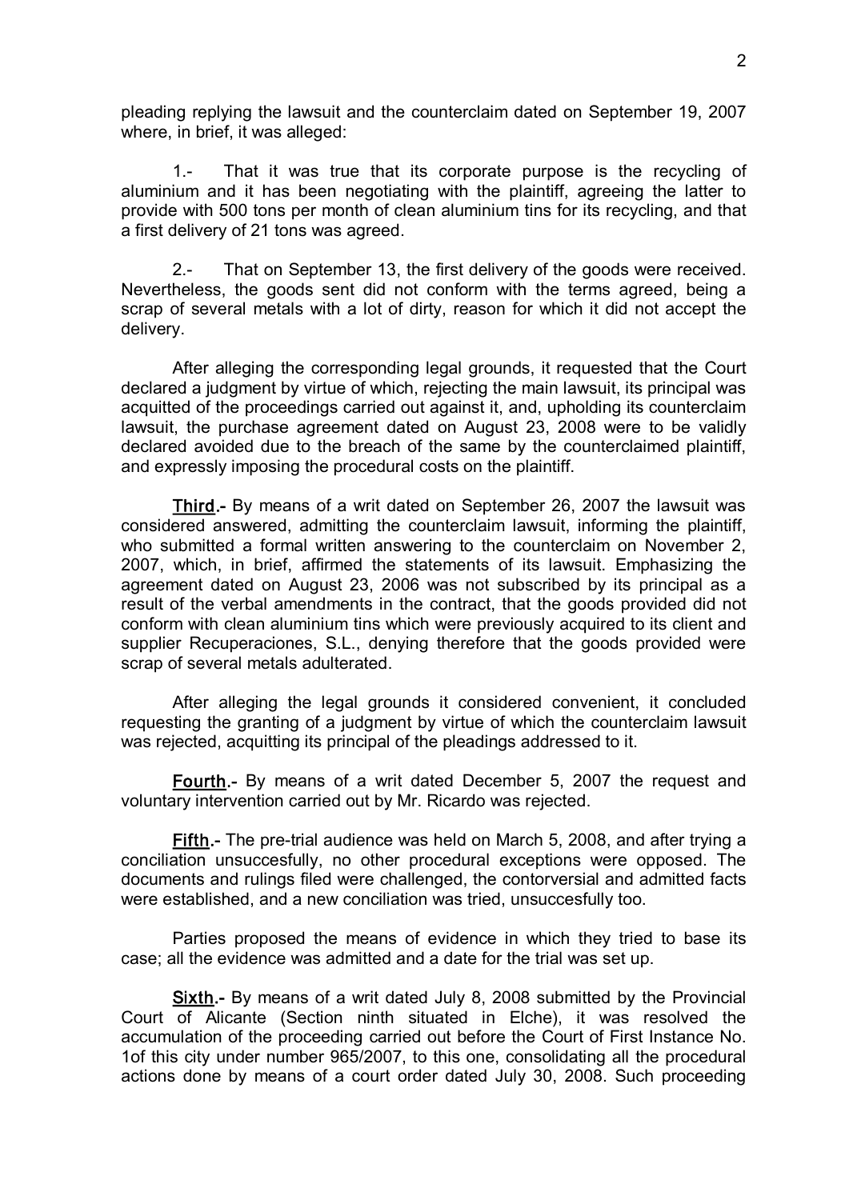pleading replying the lawsuit and the counterclaim dated on September 19, 2007 where, in brief, it was alleged:

1.- That it was true that its corporate purpose is the recycling of aluminium and it has been negotiating with the plaintiff, agreeing the latter to provide with 500 tons per month of clean aluminium tins for its recycling, and that a first delivery of 21 tons was agreed.

2.- That on September 13, the first delivery of the goods were received. Nevertheless, the goods sent did not conform with the terms agreed, being a scrap of several metals with a lot of dirty, reason for which it did not accept the delivery.

After alleging the corresponding legal grounds, it requested that the Court declared a judgment by virtue of which, rejecting the main lawsuit, its principal was acquitted of the proceedings carried out against it, and, upholding its counterclaim lawsuit, the purchase agreement dated on August 23, 2008 were to be validly declared avoided due to the breach of the same by the counterclaimed plaintiff, and expressly imposing the procedural costs on the plaintiff.

**Third.-** By means of a writ dated on September 26, 2007 the lawsuit was considered answered, admitting the counterclaim lawsuit, informing the plaintiff, who submitted a formal written answering to the counterclaim on November 2, 2007, which, in brief, affirmed the statements of its lawsuit. Emphasizing the agreement dated on August 23, 2006 was not subscribed by its principal as a result of the verbal amendments in the contract, that the goods provided did not conform with clean aluminium tins which were previously acquired to its client and supplier Recuperaciones, S.L., denying therefore that the goods provided were scrap of several metals adulterated.

After alleging the legal grounds it considered convenient, it concluded requesting the granting of a judgment by virtue of which the counterclaim lawsuit was rejected, acquitting its principal of the pleadings addressed to it.

**Fourth.-** By means of a writ dated December 5, 2007 the request and voluntary intervention carried out by Mr. Ricardo was rejected.

**Fifth.-** The pre-trial audience was held on March 5, 2008, and after trying a conciliation unsuccesfully, no other procedural exceptions were opposed. The documents and rulings filed were challenged, the contorversial and admitted facts were established, and a new conciliation was tried, unsuccesfully too.

Parties proposed the means of evidence in which they tried to base its case; all the evidence was admitted and a date for the trial was set up.

**Sixth.-** By means of a writ dated July 8, 2008 submitted by the Provincial Court of Alicante (Section ninth situated in Elche), it was resolved the accumulation of the proceeding carried out before the Court of First Instance No. 1of this city under number 965/2007, to this one, consolidating all the procedural actions done by means of a court order dated July 30, 2008. Such proceeding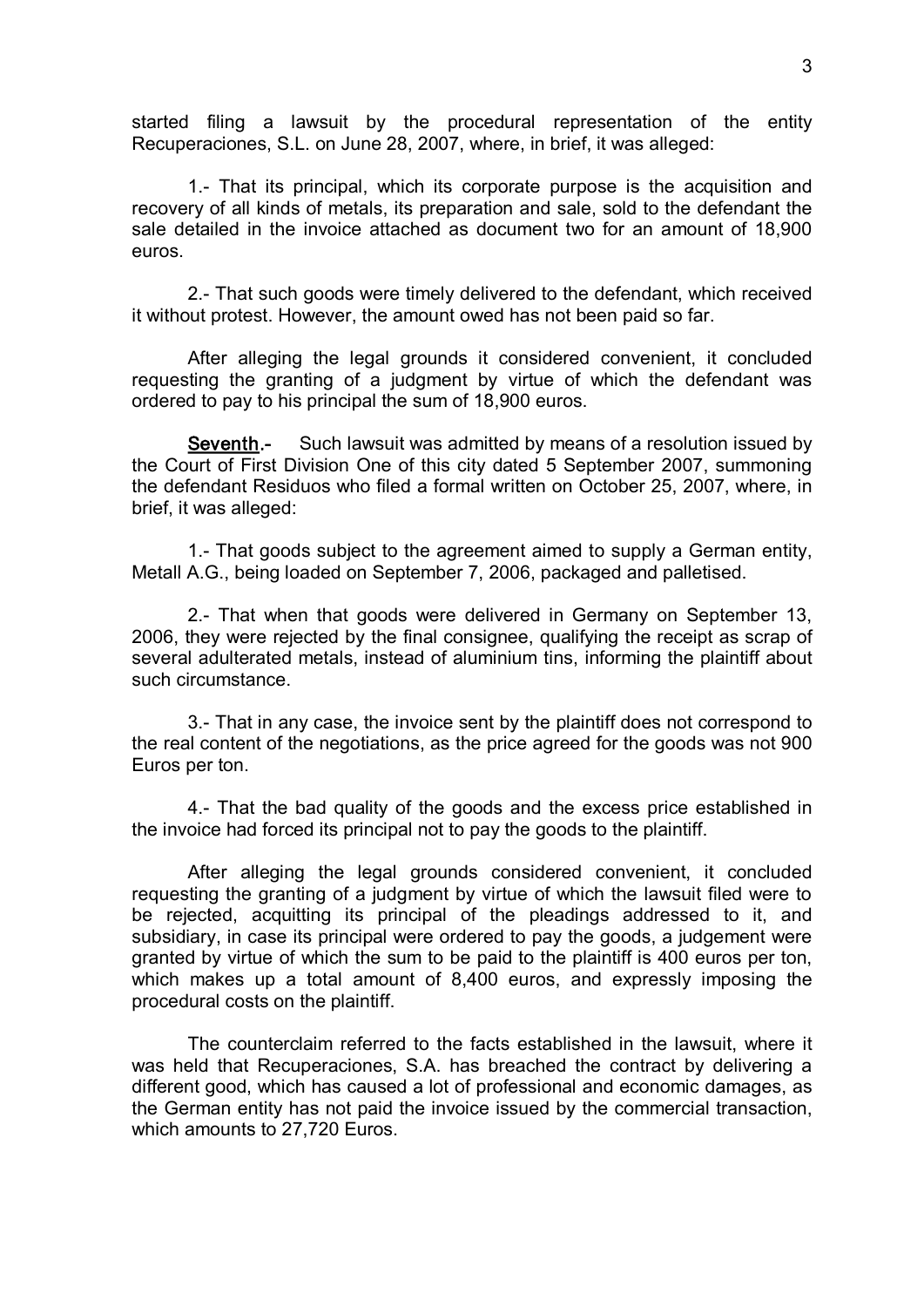started filing a lawsuit by the procedural representation of the entity Recuperaciones, S.L. on June 28, 2007, where, in brief, it was alleged:

1.- That its principal, which its corporate purpose is the acquisition and recovery of all kinds of metals, its preparation and sale, sold to the defendant the sale detailed in the invoice attached as document two for an amount of 18,900 euros.

2.- That such goods were timely delivered to the defendant, which received it without protest. However, the amount owed has not been paid so far.

After alleging the legal grounds it considered convenient, it concluded requesting the granting of a judgment by virtue of which the defendant was ordered to pay to his principal the sum of 18,900 euros.

<u>**Seventh**</u>.- Such lawsuit was admitted by means of a resolution issued by the Court of First Division One of this city dated 5 September 2007, summoning the defendant Residuos who filed a formal written on October 25, 2007, where, in brief, it was alleged:

1.- That goods subject to the agreement aimed to supply a German entity, Metall A.G., being loaded on September 7, 2006, packaged and palletised.

2.- That when that goods were delivered in Germany on September 13, 2006, they were rejected by the final consignee, qualifying the receipt as scrap of several adulterated metals, instead of aluminium tins, informing the plaintiff about such circumstance.

3.- That in any case, the invoice sent by the plaintiff does not correspond to the real content of the negotiations, as the price agreed for the goods was not 900 Euros per ton.

4.- That the bad quality of the goods and the excess price established in the invoice had forced its principal not to pay the goods to the plaintiff.

After alleging the legal grounds considered convenient, it concluded requesting the granting of a judgment by virtue of which the lawsuit filed were to be rejected, acquitting its principal of the pleadings addressed to it, and subsidiary, in case its principal were ordered to pay the goods, a judgement were granted by virtue of which the sum to be paid to the plaintiff is 400 euros per ton, which makes up a total amount of 8,400 euros, and expressly imposing the procedural costs on the plaintiff.

The counterclaim referred to the facts established in the lawsuit, where it was held that Recuperaciones, S.A. has breached the contract by delivering a different good, which has caused a lot of professional and economic damages, as the German entity has not paid the invoice issued by the commercial transaction, which amounts to 27,720 Euros.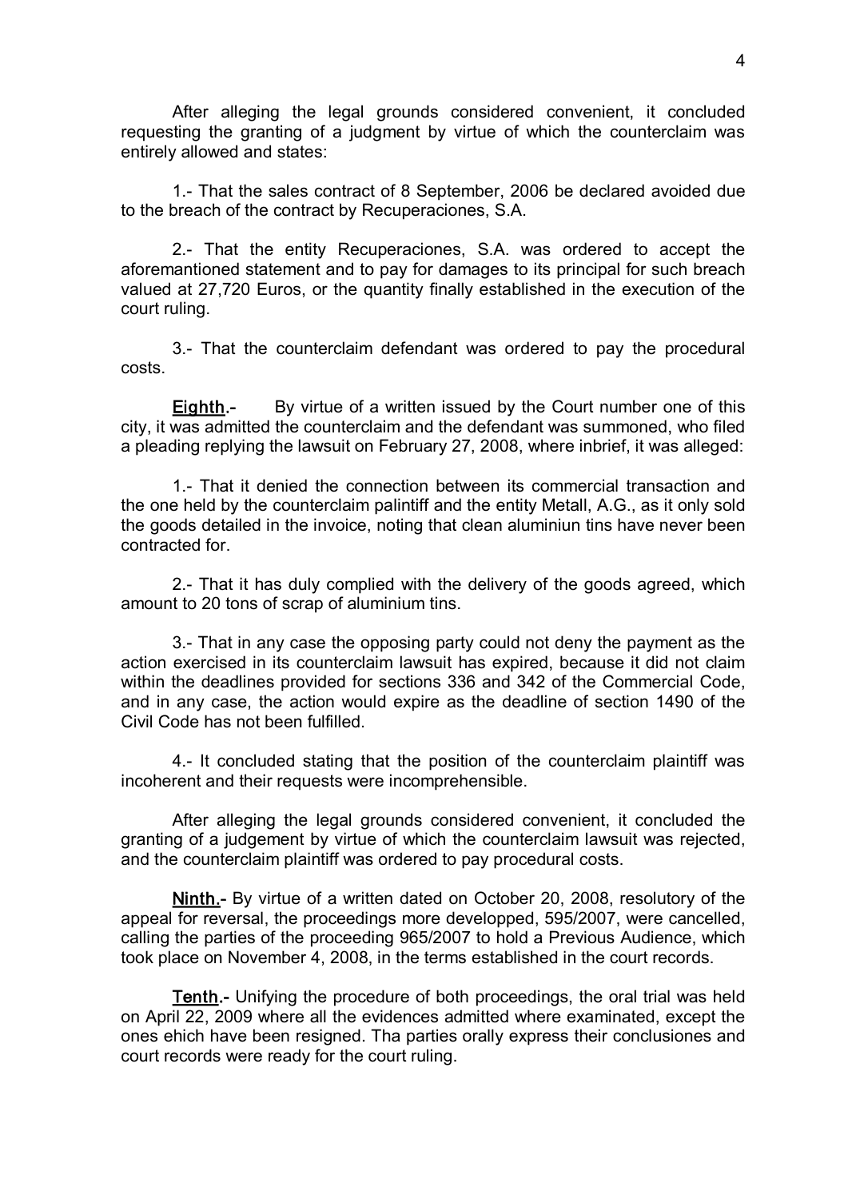After alleging the legal grounds considered convenient, it concluded requesting the granting of a judgment by virtue of which the counterclaim was entirely allowed and states:

1.- That the sales contract of 8 September, 2006 be declared avoided due to the breach of the contract by Recuperaciones, S.A.

2.- That the entity Recuperaciones, S.A. was ordered to accept the aforemantioned statement and to pay for damages to its principal for such breach valued at 27,720 Euros, or the quantity finally established in the execution of the court ruling.

3.- That the counterclaim defendant was ordered to pay the procedural costs.

**Eighth.-** By virtue of a written issued by the Court number one of this city, it was admitted the counterclaim and the defendant was summoned, who filed a pleading replying the lawsuit on February 27, 2008, where inbrief, it was alleged:

1.- That it denied the connection between its commercial transaction and the one held by the counterclaim palintiff and the entity Metall, A.G., as it only sold the goods detailed in the invoice, noting that clean aluminiun tins have never been contracted for.

2.- That it has duly complied with the delivery of the goods agreed, which amount to 20 tons of scrap of aluminium tins.

3.- That in any case the opposing party could not deny the payment as the action exercised in its counterclaim lawsuit has expired, because it did not claim within the deadlines provided for sections 336 and 342 of the Commercial Code, and in any case, the action would expire as the deadline of section 1490 of the Civil Code has not been fulfilled.

4.- It concluded stating that the position of the counterclaim plaintiff was incoherent and their requests were incomprehensible.

After alleging the legal grounds considered convenient, it concluded the granting of a judgement by virtue of which the counterclaim lawsuit was rejected, and the counterclaim plaintiff was ordered to pay procedural costs.

**Ninth.-** By virtue of a written dated on October 20, 2008, resolutory of the appeal for reversal, the proceedings more developped, 595/2007, were cancelled, calling the parties of the proceeding 965/2007 to hold a Previous Audience, which took place on November 4, 2008, in the terms established in the court records.

**Tenth.-** Unifying the procedure of both proceedings, the oral trial was held on April 22, 2009 where all the evidences admitted where examinated, except the ones ehich have been resigned. Tha parties orally express their conclusiones and court records were ready for the court ruling.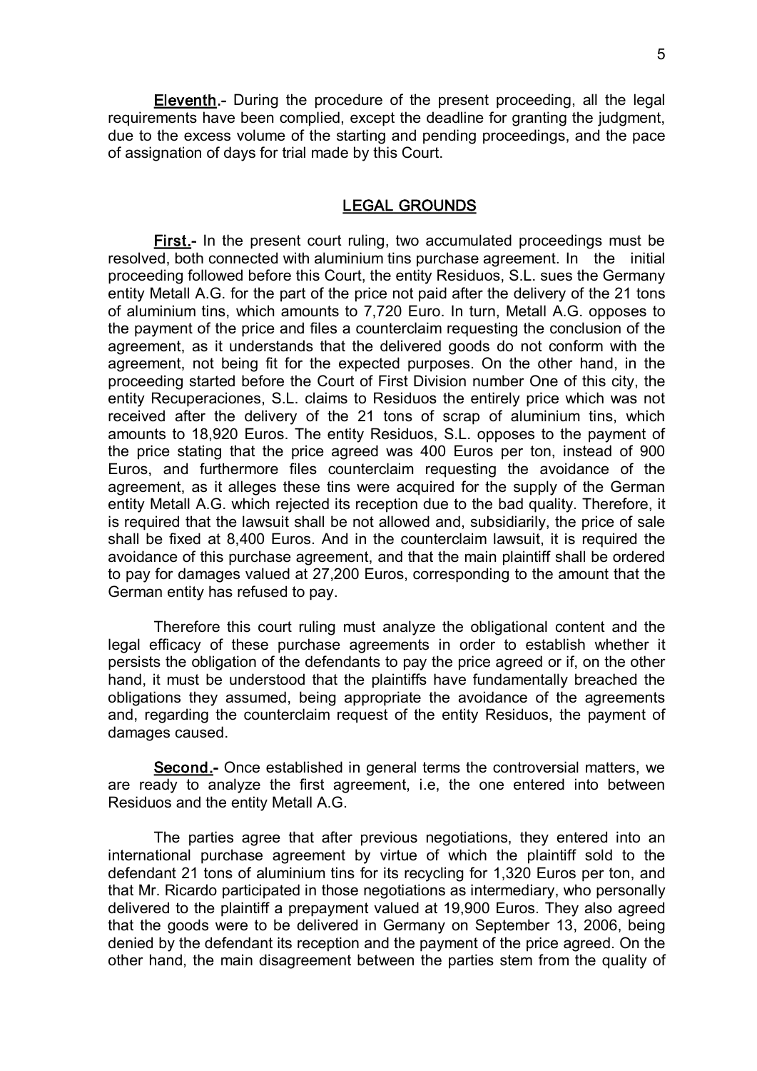**Eleventh**.- During the procedure of the present proceeding, all the legal requirements have been complied, except the deadline for granting the judgment, due to the excess volume of the starting and pending proceedings, and the pace of assignation of days for trial made by this Court.

## LEGAL GROUNDS

**First**.- In the present court ruling, two accumulated proceedings must be resolved, both connected with aluminium tins purchase agreement. In the initial proceeding followed before this Court, the entity Residuos, S.L. sues the Germany entity Metall A.G. for the part of the price not paid after the delivery of the 21 tons of aluminium tins, which amounts to 7,720 Euro. In turn, Metall A.G. opposes to the payment of the price and files a counterclaim requesting the conclusion of the agreement, as it understands that the delivered goods do not conform with the agreement, not being fit for the expected purposes. On the other hand, in the proceeding started before the Court of First Division number One of this city, the entity Recuperaciones, S.L. claims to Residuos the entirely price which was not received after the delivery of the 21 tons of scrap of aluminium tins, which amounts to 18,920 Euros. The entity Residuos, S.L. opposes to the payment of the price stating that the price agreed was 400 Euros per ton, instead of 900 Euros, and furthermore files counterclaim requesting the avoidance of the agreement, as it alleges these tins were acquired for the supply of the German entity Metall A.G. which rejected its reception due to the bad quality. Therefore, it is required that the lawsuit shall be not allowed and, subsidiarily, the price of sale shall be fixed at 8,400 Euros. And in the counterclaim lawsuit, it is required the avoidance of this purchase agreement, and that the main plaintiff shall be ordered to pay for damages valued at 27,200 Euros, corresponding to the amount that the German entity has refused to pay.

Therefore this court ruling must analyze the obligational content and the legal efficacy of these purchase agreements in order to establish whether it persists the obligation of the defendants to pay the price agreed or if, on the other hand, it must be understood that the plaintiffs have fundamentally breached the obligations they assumed, being appropriate the avoidance of the agreements and, regarding the counterclaim request of the entity Residuos, the payment of damages caused.

**Second**.- Once established in general terms the controversial matters, we are ready to analyze the first agreement, i.e, the one entered into between Residuos and the entity Metall A.G.

The parties agree that after previous negotiations, they entered into an international purchase agreement by virtue of which the plaintiff sold to the defendant 21 tons of aluminium tins for its recycling for 1,320 Euros per ton, and that Mr. Ricardo participated in those negotiations as intermediary, who personally delivered to the plaintiff a prepayment valued at 19,900 Euros. They also agreed that the goods were to be delivered in Germany on September 13, 2006, being denied by the defendant its reception and the payment of the price agreed. On the other hand, the main disagreement between the parties stem from the quality of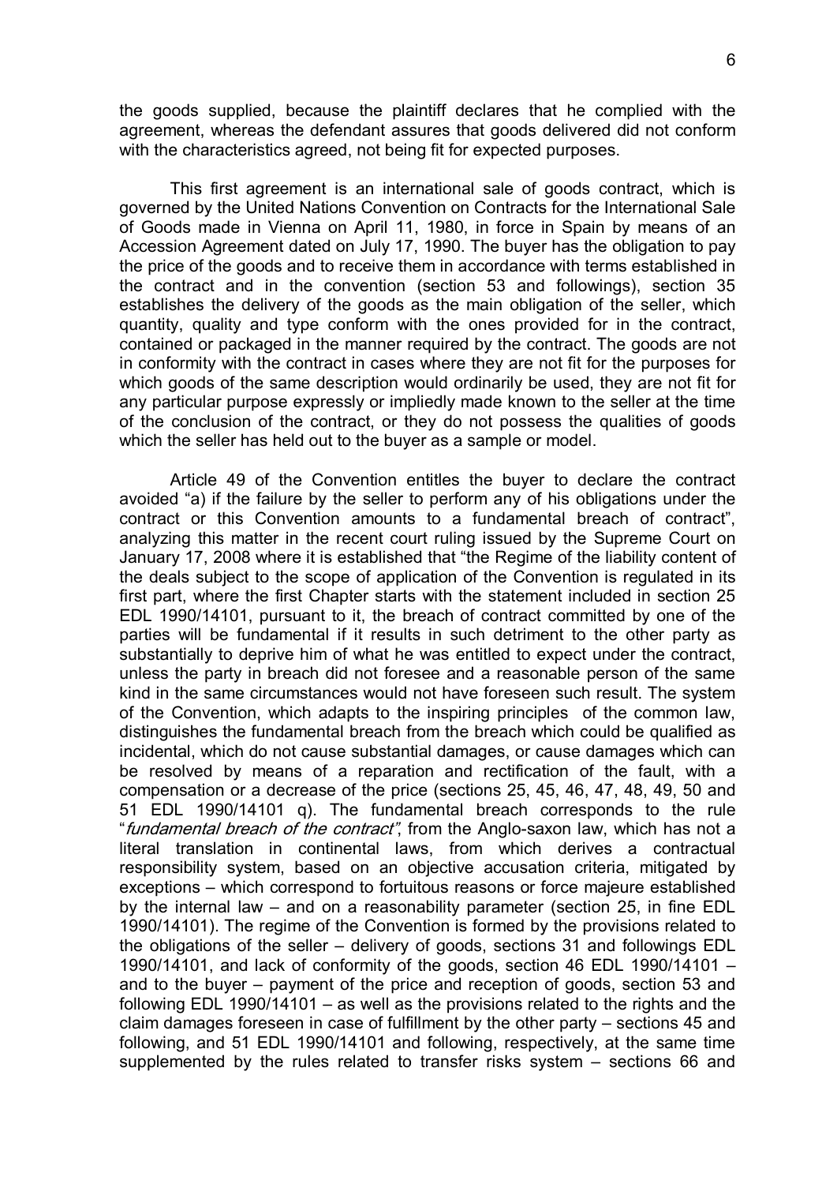the goods supplied, because the plaintiff declares that he complied with the agreement, whereas the defendant assures that goods delivered did not conform with the characteristics agreed, not being fit for expected purposes.

This first agreement is an international sale of goods contract, which is governed by the United Nations Convention on Contracts for the International Sale of Goods made in Vienna on April 11, 1980, in force in Spain by means of an Accession Agreement dated on July 17, 1990. The buyer has the obligation to pay the price of the goods and to receive them in accordance with terms established in the contract and in the convention (section 53 and followings), section 35 establishes the delivery of the goods as the main obligation of the seller, which quantity, quality and type conform with the ones provided for in the contract, contained or packaged in the manner required by the contract. The goods are not in conformity with the contract in cases where they are not fit for the purposes for which goods of the same description would ordinarily be used, they are not fit for any particular purpose expressly or impliedly made known to the seller at the time of the conclusion of the contract, or they do not possess the qualities of goods which the seller has held out to the buyer as a sample or model.

Article 49 of the Convention entitles the buyer to declare the contract avoided "a) if the failure by the seller to perform any of his obligations under the contract or this Convention amounts to a fundamental breach of contract", analyzing this matter in the recent court ruling issued by the Supreme Court on January 17, 2008 where it is established that "the Regime of the liability content of the deals subject to the scope of application of the Convention is regulated in its first part, where the first Chapter starts with the statement included in section 25 EDL 1990/14101, pursuant to it, the breach of contract committed by one of the parties will be fundamental if it results in such detriment to the other party as substantially to deprive him of what he was entitled to expect under the contract, unless the party in breach did not foresee and a reasonable person of the same kind in the same circumstances would not have foreseen such result. The system of the Convention, which adapts to the inspiring principles of the common law, distinguishes the fundamental breach from the breach which could be qualified as incidental, which do not cause substantial damages, or cause damages which can be resolved by means of a reparation and rectification of the fault, with a compensation or a decrease of the price (sections 25, 45, 46, 47, 48, 49, 50 and 51 EDL 1990/14101 q). The fundamental breach corresponds to the rule "*fundamental breach of the contract*", from the Anglo-saxon law, which has not a literal translation in continental laws, from which derives a contractual responsibility system, based on an objective accusation criteria, mitigated by exceptions – which correspond to fortuitous reasons or force majeure established by the internal law – and on a reasonability parameter (section 25, in fine EDL 1990/14101). The regime of the Convention is formed by the provisions related to the obligations of the seller – delivery of goods, sections 31 and followings EDL 1990/14101, and lack of conformity of the goods, section 46 EDL 1990/14101 – and to the buyer – payment of the price and reception of goods, section 53 and following EDL 1990/14101 – as well as the provisions related to the rights and the claim damages foreseen in case of fulfillment by the other party – sections 45 and following, and 51 EDL 1990/14101 and following, respectively, at the same time supplemented by the rules related to transfer risks system – sections 66 and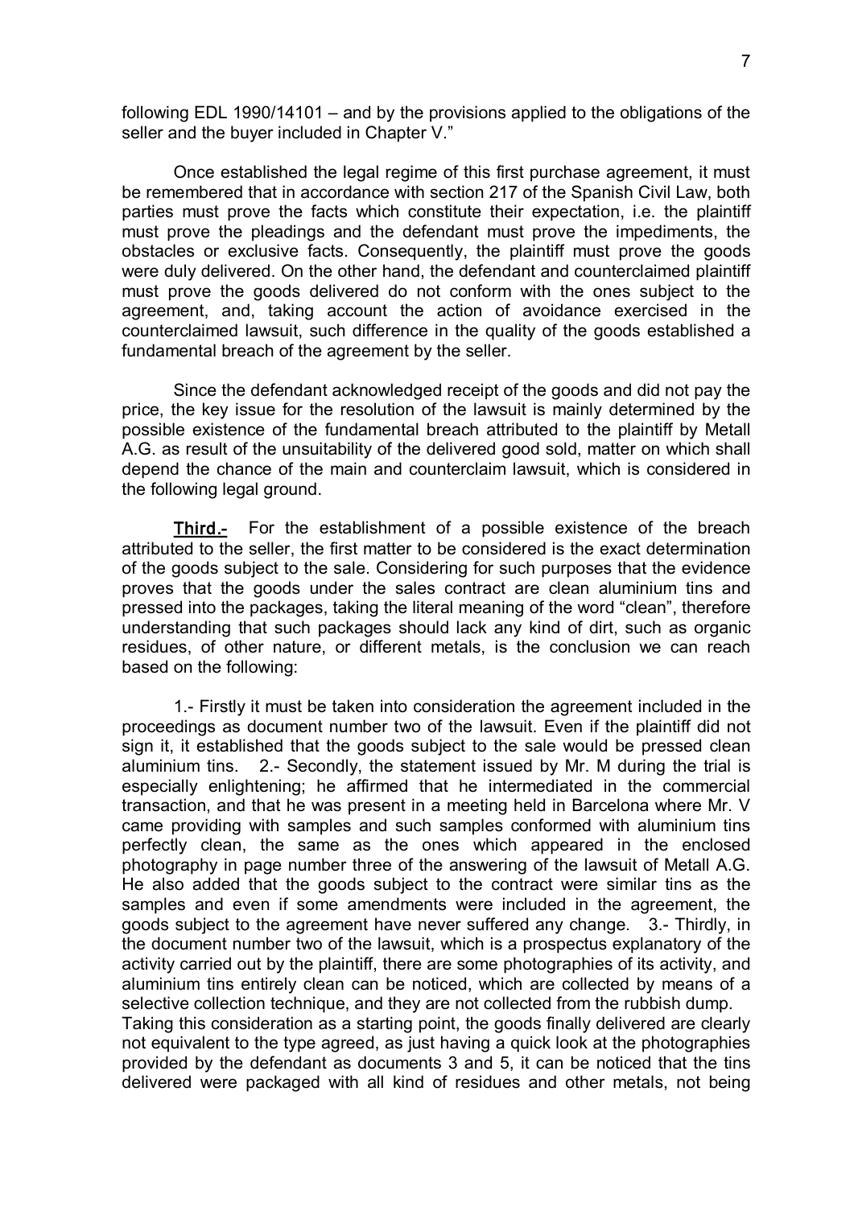following EDL 1990/14101 – and by the provisions applied to the obligations of the seller and the buyer included in Chapter V."

Once established the legal regime of this first purchase agreement, it must be remembered that in accordance with section 217 of the Spanish Civil Law, both parties must prove the facts which constitute their expectation, i.e. the plaintiff must prove the pleadings and the defendant must prove the impediments, the obstacles or exclusive facts. Consequently, the plaintiff must prove the goods were duly delivered. On the other hand, the defendant and counterclaimed plaintiff must prove the goods delivered do not conform with the ones subject to the agreement, and, taking account the action of avoidance exercised in the counterclaimed lawsuit, such difference in the quality of the goods established a fundamental breach of the agreement by the seller.

Since the defendant acknowledged receipt of the goods and did not pay the price, the key issue for the resolution of the lawsuit is mainly determined by the possible existence of the fundamental breach attributed to the plaintiff by Metall A.G. as result of the unsuitability of the delivered good sold, matter on which shall depend the chance of the main and counterclaim lawsuit, which is considered in the following legal ground.

**Third.-** For the establishment of a possible existence of the breach attributed to the seller, the first matter to be considered is the exact determination of the goods subject to the sale. Considering for such purposes that the evidence proves that the goods under the sales contract are clean aluminium tins and pressed into the packages, taking the literal meaning of the word "clean", therefore understanding that such packages should lack any kind of dirt, such as organic residues, of other nature, or different metals, is the conclusion we can reach based on the following:

1.- Firstly it must be taken into consideration the agreement included in the proceedings as document number two of the lawsuit. Even if the plaintiff did not sign it, it established that the goods subject to the sale would be pressed clean aluminium tins. 2.- Secondly, the statement issued by Mr. M during the trial is especially enlightening; he affirmed that he intermediated in the commercial transaction, and that he was present in a meeting held in Barcelona where Mr. V came providing with samples and such samples conformed with aluminium tins perfectly clean, the same as the ones which appeared in the enclosed photography in page number three of the answering of the lawsuit of Metall A.G. He also added that the goods subject to the contract were similar tins as the samples and even if some amendments were included in the agreement, the goods subject to the agreement have never suffered any change. 3.- Thirdly, in the document number two of the lawsuit, which is a prospectus explanatory of the activity carried out by the plaintiff, there are some photographies of its activity, and aluminium tins entirely clean can be noticed, which are collected by means of a selective collection technique, and they are not collected from the rubbish dump.
Taking this consideration as a starting point, the goods finally delivered are clearly not equivalent to the type agreed, as just having a quick look at the photographies provided by the defendant as documents 3 and 5, it can be noticed that the tins delivered were packaged with all kind of residues and other metals, not being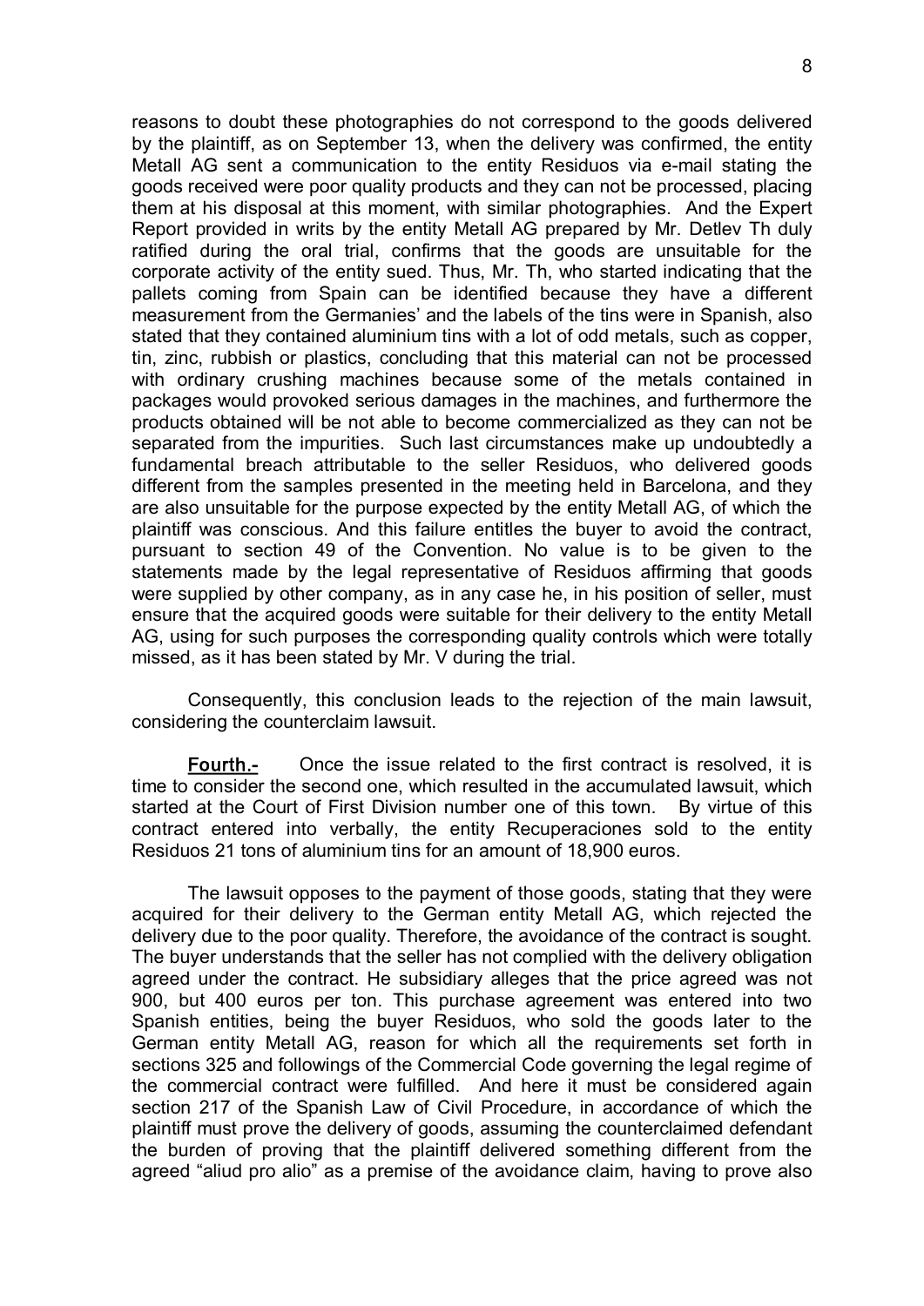reasons to doubt these photographies do not correspond to the goods delivered by the plaintiff, as on September 13, when the delivery was confirmed, the entity Metall AG sent a communication to the entity Residuos via e-mail stating the goods received were poor quality products and they can not be processed, placing them at his disposal at this moment, with similar photographies. And the Expert Report provided in writs by the entity Metall AG prepared by Mr. Detlev Th duly ratified during the oral trial, confirms that the goods are unsuitable for the corporate activity of the entity sued. Thus, Mr. Th, who started indicating that the pallets coming from Spain can be identified because they have a different measurement from the Germanies' and the labels of the tins were in Spanish, also stated that they contained aluminium tins with a lot of odd metals, such as copper, tin, zinc, rubbish or plastics, concluding that this material can not be processed with ordinary crushing machines because some of the metals contained in packages would provoked serious damages in the machines, and furthermore the products obtained will be not able to become commercialized as they can not be separated from the impurities. Such last circumstances make up undoubtedly a fundamental breach attributable to the seller Residuos, who delivered goods different from the samples presented in the meeting held in Barcelona, and they are also unsuitable for the purpose expected by the entity Metall AG, of which the plaintiff was conscious. And this failure entitles the buyer to avoid the contract, pursuant to section 49 of the Convention. No value is to be given to the statements made by the legal representative of Residuos affirming that goods were supplied by other company, as in any case he, in his position of seller, must ensure that the acquired goods were suitable for their delivery to the entity Metall AG, using for such purposes the corresponding quality controls which were totally missed, as it has been stated by Mr. V during the trial.

Consequently, this conclusion leads to the rejection of the main lawsuit, considering the counterclaim lawsuit.

**Fourth.-** Once the issue related to the first contract is resolved, it is time to consider the second one, which resulted in the accumulated lawsuit, which started at the Court of First Division number one of this town. By virtue of this contract entered into verbally, the entity Recuperaciones sold to the entity Residuos 21 tons of aluminium tins for an amount of 18,900 euros.

The lawsuit opposes to the payment of those goods, stating that they were acquired for their delivery to the German entity Metall AG, which rejected the delivery due to the poor quality. Therefore, the avoidance of the contract is sought. The buyer understands that the seller has not complied with the delivery obligation agreed under the contract. He subsidiary alleges that the price agreed was not 900, but 400 euros per ton. This purchase agreement was entered into two Spanish entities, being the buyer Residuos, who sold the goods later to the German entity Metall AG, reason for which all the requirements set forth in sections 325 and followings of the Commercial Code governing the legal regime of the commercial contract were fulfilled. And here it must be considered again section 217 of the Spanish Law of Civil Procedure, in accordance of which the plaintiff must prove the delivery of goods, assuming the counterclaimed defendant the burden of proving that the plaintiff delivered something different from the agreed "aliud pro alio" as a premise of the avoidance claim, having to prove also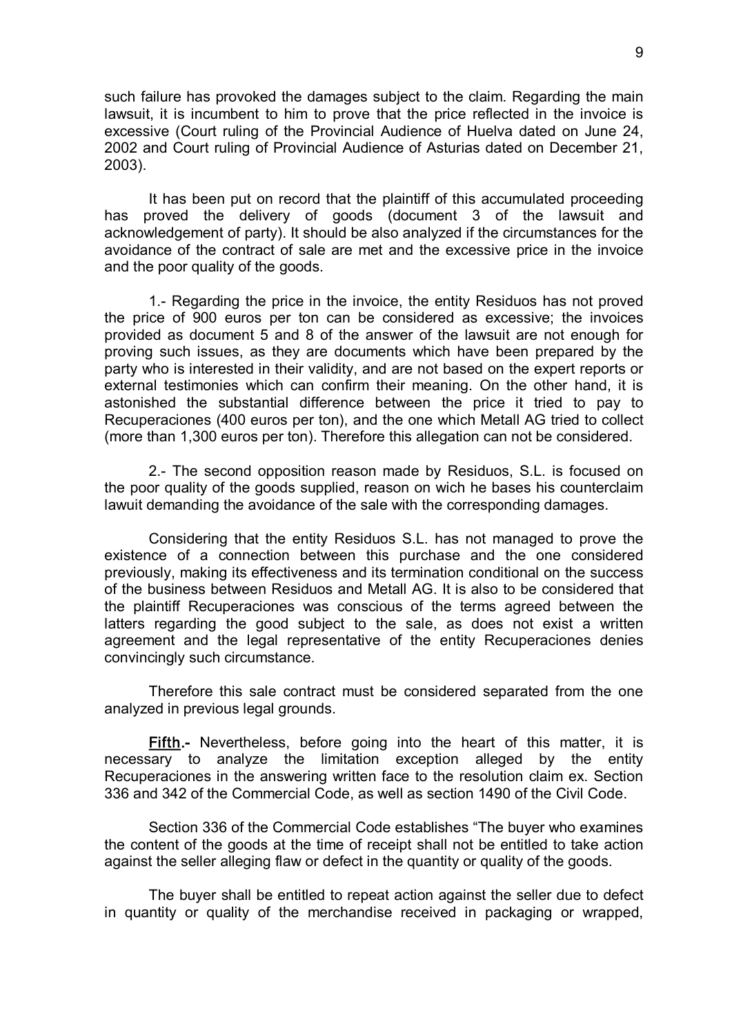such failure has provoked the damages subject to the claim. Regarding the main lawsuit, it is incumbent to him to prove that the price reflected in the invoice is excessive (Court ruling of the Provincial Audience of Huelva dated on June 24, 2002 and Court ruling of Provincial Audience of Asturias dated on December 21, 2003).

It has been put on record that the plaintiff of this accumulated proceeding has proved the delivery of goods (document 3 of the lawsuit and acknowledgement of party). It should be also analyzed if the circumstances for the avoidance of the contract of sale are met and the excessive price in the invoice and the poor quality of the goods.

1.- Regarding the price in the invoice, the entity Residuos has not proved the price of 900 euros per ton can be considered as excessive; the invoices provided as document 5 and 8 of the answer of the lawsuit are not enough for proving such issues, as they are documents which have been prepared by the party who is interested in their validity, and are not based on the expert reports or external testimonies which can confirm their meaning. On the other hand, it is astonished the substantial difference between the price it tried to pay to Recuperaciones (400 euros per ton), and the one which Metall AG tried to collect (more than 1,300 euros per ton). Therefore this allegation can not be considered.

2.- The second opposition reason made by Residuos, S.L. is focused on the poor quality of the goods supplied, reason on wich he bases his counterclaim lawuit demanding the avoidance of the sale with the corresponding damages.

Considering that the entity Residuos S.L. has not managed to prove the existence of a connection between this purchase and the one considered previously, making its effectiveness and its termination conditional on the success of the business between Residuos and Metall AG. It is also to be considered that the plaintiff Recuperaciones was conscious of the terms agreed between the latters regarding the good subject to the sale, as does not exist a written agreement and the legal representative of the entity Recuperaciones denies convincingly such circumstance.

Therefore this sale contract must be considered separated from the one analyzed in previous legal grounds.

**Fifth.-** Nevertheless, before going into the heart of this matter, it is necessary to analyze the limitation exception alleged by the entity Recuperaciones in the answering written face to the resolution claim ex. Section 336 and 342 of the Commercial Code, as well as section 1490 of the Civil Code.

Section 336 of the Commercial Code establishes "The buyer who examines the content of the goods at the time of receipt shall not be entitled to take action against the seller alleging flaw or defect in the quantity or quality of the goods.

The buyer shall be entitled to repeat action against the seller due to defect in quantity or quality of the merchandise received in packaging or wrapped,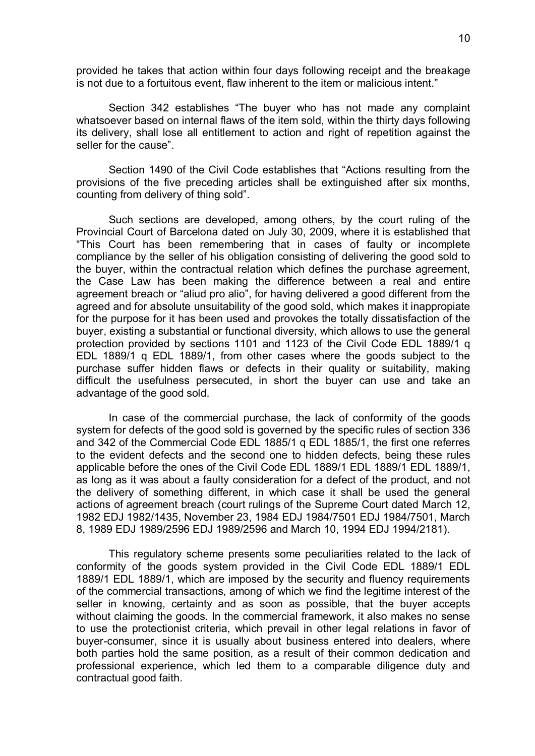provided he takes that action within four days following receipt and the breakage is not due to a fortuitous event, flaw inherent to the item or malicious intent."

Section 342 establishes "The buyer who has not made any complaint whatsoever based on internal flaws of the item sold, within the thirty days following its delivery, shall lose all entitlement to action and right of repetition against the seller for the cause".

Section 1490 of the Civil Code establishes that "Actions resulting from the provisions of the five preceding articles shall be extinguished after six months, counting from delivery of thing sold".

Such sections are developed, among others, by the court ruling of the Provincial Court of Barcelona dated on July 30, 2009, where it is established that "This Court has been remembering that in cases of faulty or incomplete compliance by the seller of his obligation consisting of delivering the good sold to the buyer, within the contractual relation which defines the purchase agreement, the Case Law has been making the difference between a real and entire agreement breach or "aliud pro alio", for having delivered a good different from the agreed and for absolute unsuitability of the good sold, which makes it inappropiate for the purpose for it has been used and provokes the totally dissatisfaction of the buyer, existing a substantial or functional diversity, which allows to use the general protection provided by sections 1101 and 1123 of the Civil Code EDL 1889/1 q EDL 1889/1 q EDL 1889/1, from other cases where the goods subject to the purchase suffer hidden flaws or defects in their quality or suitability, making difficult the usefulness persecuted, in short the buyer can use and take an advantage of the good sold.

In case of the commercial purchase, the lack of conformity of the goods system for defects of the good sold is governed by the specific rules of section 336 and 342 of the Commercial Code EDL 1885/1 q EDL 1885/1, the first one referres to the evident defects and the second one to hidden defects, being these rules applicable before the ones of the Civil Code EDL 1889/1 EDL 1889/1 EDL 1889/1, as long as it was about a faulty consideration for a defect of the product, and not the delivery of something different, in which case it shall be used the general actions of agreement breach (court rulings of the Supreme Court dated March 12, 1982 EDJ 1982/1435, November 23, 1984 EDJ 1984/7501 EDJ 1984/7501, March 8, 1989 EDJ 1989/2596 EDJ 1989/2596 and March 10, 1994 EDJ 1994/2181).

This regulatory scheme presents some peculiarities related to the lack of conformity of the goods system provided in the Civil Code EDL 1889/1 EDL 1889/1 EDL 1889/1, which are imposed by the security and fluency requirements of the commercial transactions, among of which we find the legitime interest of the seller in knowing, certainty and as soon as possible, that the buyer accepts without claiming the goods. In the commercial framework, it also makes no sense to use the protectionist criteria, which prevail in other legal relations in favor of buyer-consumer, since it is usually about business entered into dealers, where both parties hold the same position, as a result of their common dedication and professional experience, which led them to a comparable diligence duty and contractual good faith.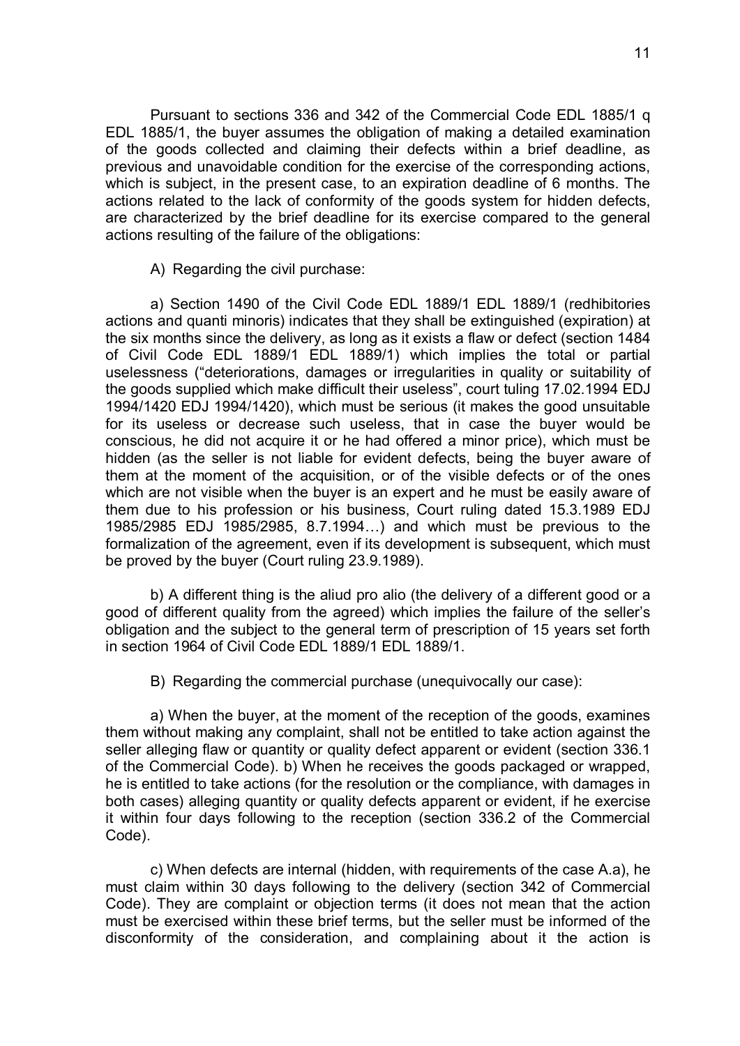Pursuant to sections 336 and 342 of the Commercial Code EDL 1885/1 q EDL 1885/1, the buyer assumes the obligation of making a detailed examination of the goods collected and claiming their defects within a brief deadline, as previous and unavoidable condition for the exercise of the corresponding actions, which is subject, in the present case, to an expiration deadline of 6 months. The actions related to the lack of conformity of the goods system for hidden defects, are characterized by the brief deadline for its exercise compared to the general actions resulting of the failure of the obligations:

A) Regarding the civil purchase:

a) Section 1490 of the Civil Code EDL 1889/1 EDL 1889/1 (redhibitories actions and quanti minoris) indicates that they shall be extinguished (expiration) at the six months since the delivery, as long as it exists a flaw or defect (section 1484 of Civil Code EDL 1889/1 EDL 1889/1) which implies the total or partial uselessness ("deteriorations, damages or irregularities in quality or suitability of the goods supplied which make difficult their useless", court tuling 17.02.1994 EDJ 1994/1420 EDJ 1994/1420), which must be serious (it makes the good unsuitable for its useless or decrease such useless, that in case the buyer would be conscious, he did not acquire it or he had offered a minor price), which must be hidden (as the seller is not liable for evident defects, being the buyer aware of them at the moment of the acquisition, or of the visible defects or of the ones which are not visible when the buyer is an expert and he must be easily aware of them due to his profession or his business, Court ruling dated 15.3.1989 EDJ 1985/2985 EDJ 1985/2985, 8.7.1994…) and which must be previous to the formalization of the agreement, even if its development is subsequent, which must be proved by the buyer (Court ruling 23.9.1989).

b) A different thing is the aliud pro alio (the delivery of a different good or a good of different quality from the agreed) which implies the failure of the seller's obligation and the subject to the general term of prescription of 15 years set forth in section 1964 of Civil Code EDL 1889/1 EDL 1889/1.

B) Regarding the commercial purchase (unequivocally our case):

a) When the buyer, at the moment of the reception of the goods, examines them without making any complaint, shall not be entitled to take action against the seller alleging flaw or quantity or quality defect apparent or evident (section 336.1 of the Commercial Code). b) When he receives the goods packaged or wrapped, he is entitled to take actions (for the resolution or the compliance, with damages in both cases) alleging quantity or quality defects apparent or evident, if he exercise it within four days following to the reception (section 336.2 of the Commercial Code).

c) When defects are internal (hidden, with requirements of the case A.a), he must claim within 30 days following to the delivery (section 342 of Commercial Code). They are complaint or objection terms (it does not mean that the action must be exercised within these brief terms, but the seller must be informed of the disconformity of the consideration, and complaining about it the action is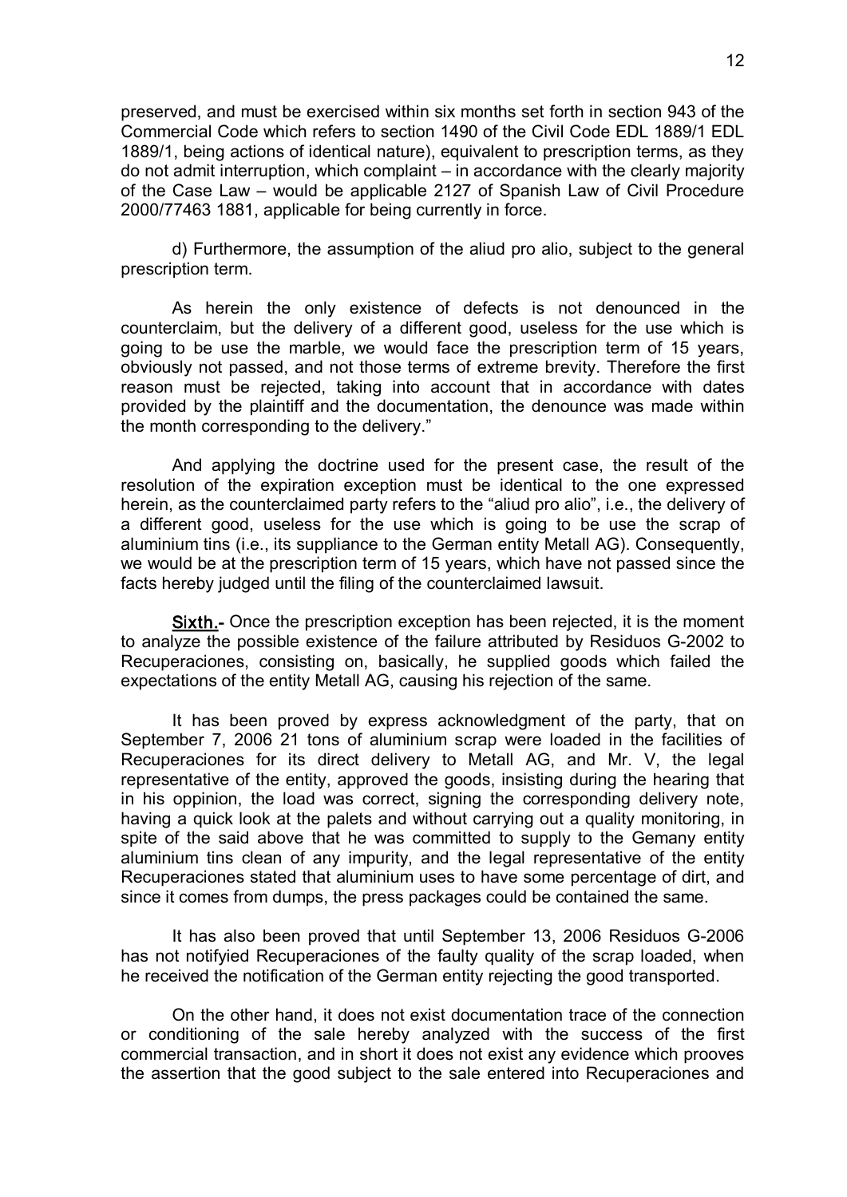preserved, and must be exercised within six months set forth in section 943 of the Commercial Code which refers to section 1490 of the Civil Code EDL 1889/1 EDL 1889/1, being actions of identical nature), equivalent to prescription terms, as they do not admit interruption, which complaint – in accordance with the clearly majority of the Case Law – would be applicable 2127 of Spanish Law of Civil Procedure 2000/77463 1881, applicable for being currently in force.

d) Furthermore, the assumption of the aliud pro alio, subject to the general prescription term.

As herein the only existence of defects is not denounced in the counterclaim, but the delivery of a different good, useless for the use which is going to be use the marble, we would face the prescription term of 15 years, obviously not passed, and not those terms of extreme brevity. Therefore the first reason must be rejected, taking into account that in accordance with dates provided by the plaintiff and the documentation, the denounce was made within the month corresponding to the delivery."

And applying the doctrine used for the present case, the result of the resolution of the expiration exception must be identical to the one expressed herein, as the counterclaimed party refers to the "aliud pro alio", i.e., the delivery of a different good, useless for the use which is going to be use the scrap of aluminium tins (i.e., its suppliance to the German entity Metall AG). Consequently, we would be at the prescription term of 15 years, which have not passed since the facts hereby judged until the filing of the counterclaimed lawsuit.

**Sixth.-** Once the prescription exception has been rejected, it is the moment to analyze the possible existence of the failure attributed by Residuos G-2002 to Recuperaciones, consisting on, basically, he supplied goods which failed the expectations of the entity Metall AG, causing his rejection of the same.

It has been proved by express acknowledgment of the party, that on September 7, 2006 21 tons of aluminium scrap were loaded in the facilities of Recuperaciones for its direct delivery to Metall AG, and Mr. V, the legal representative of the entity, approved the goods, insisting during the hearing that in his oppinion, the load was correct, signing the corresponding delivery note, having a quick look at the palets and without carrying out a quality monitoring, in spite of the said above that he was committed to supply to the Gemany entity aluminium tins clean of any impurity, and the legal representative of the entity Recuperaciones stated that aluminium uses to have some percentage of dirt, and since it comes from dumps, the press packages could be contained the same.

It has also been proved that until September 13, 2006 Residuos G-2006 has not notifyied Recuperaciones of the faulty quality of the scrap loaded, when he received the notification of the German entity rejecting the good transported.

On the other hand, it does not exist documentation trace of the connection or conditioning of the sale hereby analyzed with the success of the first commercial transaction, and in short it does not exist any evidence which prooves the assertion that the good subject to the sale entered into Recuperaciones and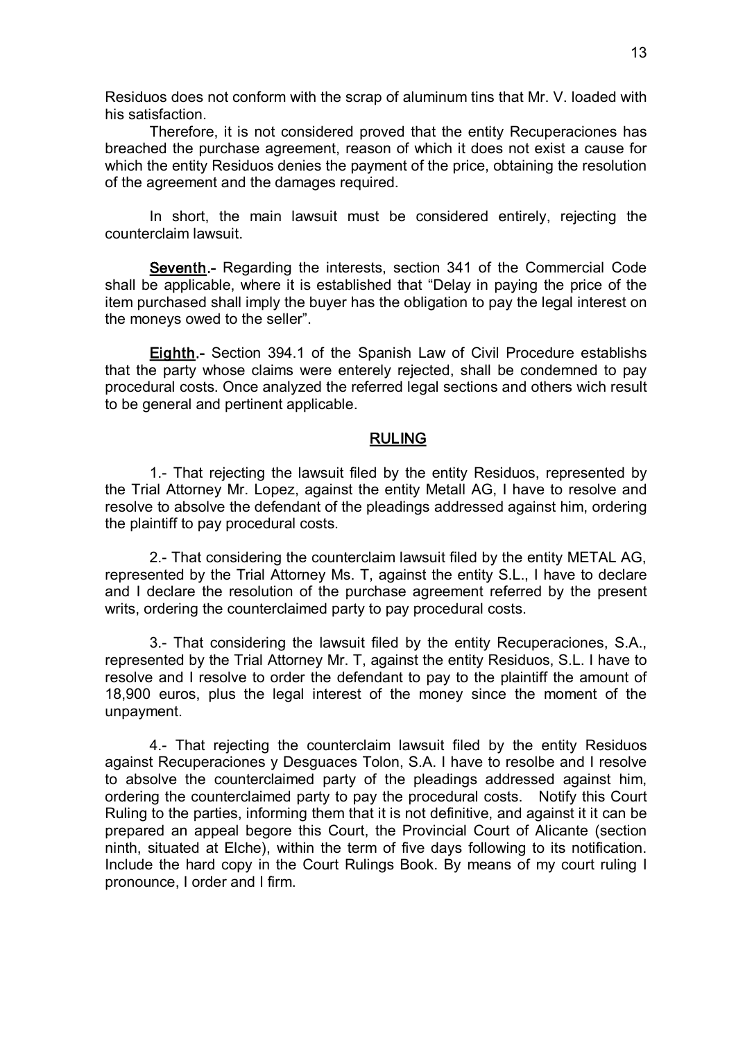Residuos does not conform with the scrap of aluminum tins that Mr. V. loaded with his satisfaction.

Therefore, it is not considered proved that the entity Recuperaciones has breached the purchase agreement, reason of which it does not exist a cause for which the entity Residuos denies the payment of the price, obtaining the resolution of the agreement and the damages required.

In short, the main lawsuit must be considered entirely, rejecting the counterclaim lawsuit.

**Seventh.-** Regarding the interests, section 341 of the Commercial Code shall be applicable, where it is established that "Delay in paying the price of the item purchased shall imply the buyer has the obligation to pay the legal interest on the moneys owed to the seller".

**Eighth.-** Section 394.1 of the Spanish Law of Civil Procedure establishs that the party whose claims were enterely rejected, shall be condemned to pay procedural costs. Once analyzed the referred legal sections and others wich result to be general and pertinent applicable.

## RULING

1.- That rejecting the lawsuit filed by the entity Residuos, represented by the Trial Attorney Mr. Lopez, against the entity Metall AG, I have to resolve and resolve to absolve the defendant of the pleadings addressed against him, ordering the plaintiff to pay procedural costs.

2.- That considering the counterclaim lawsuit filed by the entity METAL AG, represented by the Trial Attorney Ms. T, against the entity S.L., I have to declare and I declare the resolution of the purchase agreement referred by the present writs, ordering the counterclaimed party to pay procedural costs.

3.- That considering the lawsuit filed by the entity Recuperaciones, S.A., represented by the Trial Attorney Mr. T, against the entity Residuos, S.L. I have to resolve and I resolve to order the defendant to pay to the plaintiff the amount of 18,900 euros, plus the legal interest of the money since the moment of the unpayment.

4.- That rejecting the counterclaim lawsuit filed by the entity Residuos against Recuperaciones y Desguaces Tolon, S.A. I have to resolbe and I resolve to absolve the counterclaimed party of the pleadings addressed against him, ordering the counterclaimed party to pay the procedural costs. Notify this Court Ruling to the parties, informing them that it is not definitive, and against it it can be prepared an appeal begore this Court, the Provincial Court of Alicante (section ninth, situated at Elche), within the term of five days following to its notification. Include the hard copy in the Court Rulings Book. By means of my court ruling I pronounce, I order and I firm.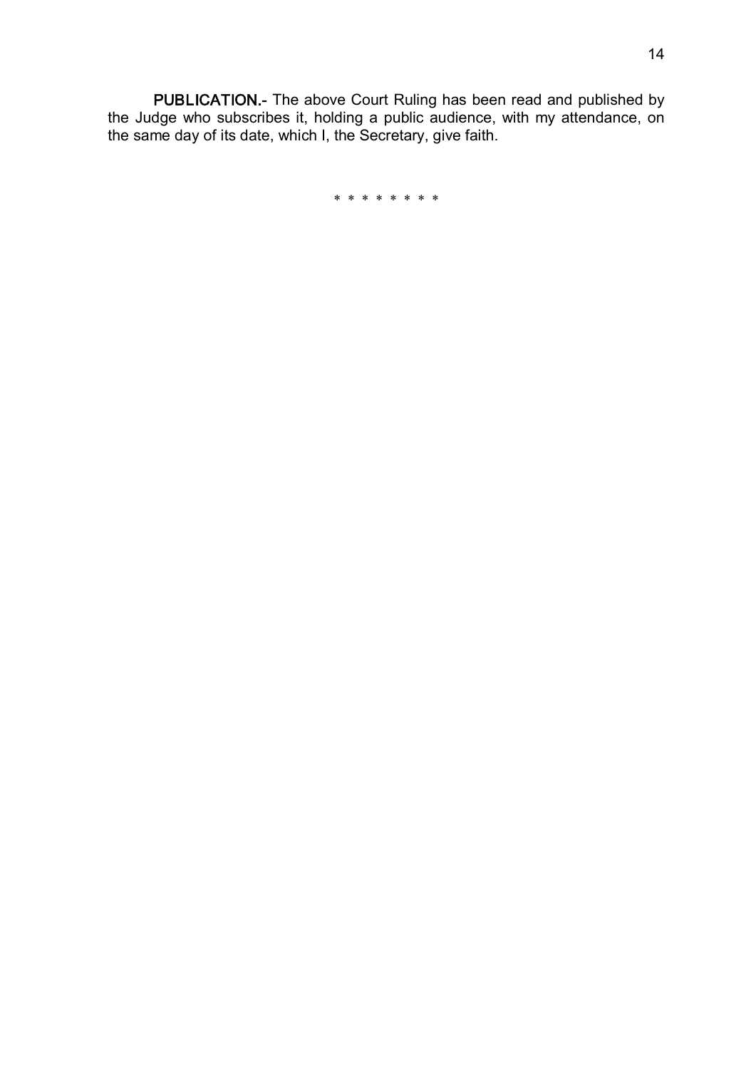**PUBLICATION.-** The above Court Ruling has been read and published by the Judge who subscribes it, holding a public audience, with my attendance, on the same day of its date, which I, the Secretary, give faith.

\* \* \* \* \* \* \* \*